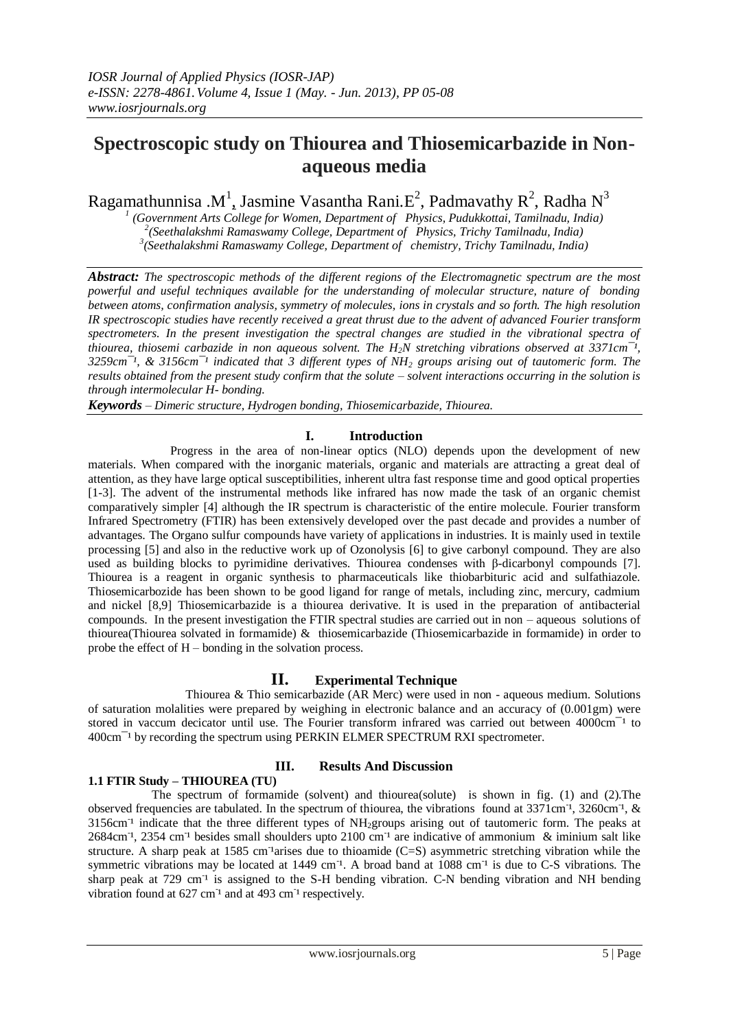# Spectroscopic study on Thiourea and Thiosemicarbazide in Non-aqueous media

Ragamathunnisa .M[1], Jasmine Vasantha Rani.E[2], Padmavathy R[2], Radha N[3]

[1] *(Government Arts College for Women, Department of Physics, Pudukkottai, Tamilnadu, India)*
[2] *(Seethalakshmi Ramaswamy College, Department of Physics, Trichy Tamilnadu, India)*
[3] *(Seethalakshmi Ramaswamy College, Department of chemistry, Trichy Tamilnadu, India)*

***Abstract:*** *The spectroscopic methods of the different regions of the Electromagnetic spectrum are the most powerful and useful techniques available for the understanding of molecular structure, nature of bonding between atoms, confirmation analysis, symmetry of molecules, ions in crystals and so forth. The high resolution IR spectroscopic studies have recently received a great thrust due to the advent of advanced Fourier transform spectrometers. In the present investigation the spectral changes are studied in the vibrational spectra of thiourea, thiosemi carbazide in non aqueous solvent. The $H_2N$ stretching vibrations observed at $3371cm^{-1}$, $3259cm^{-1}$, & $3156cm^{-1}$ indicated that 3 different types of $NH_2$ groups arising out of tautomeric form. The results obtained from the present study confirm that the solute – solvent interactions occurring in the solution is through intermolecular H- bonding.*

***Keywords*** *– Dimeric structure, Hydrogen bonding, Thiosemicarbazide, Thiourea.*

## I. Introduction

Progress in the area of non-linear optics (NLO) depends upon the development of new materials. When compared with the inorganic materials, organic and materials are attracting a great deal of attention, as they have large optical susceptibilities, inherent ultra fast response time and good optical properties [1-3]. The advent of the instrumental methods like infrared has now made the task of an organic chemist comparatively simpler [4] although the IR spectrum is characteristic of the entire molecule. Fourier transform Infrared Spectrometry (FTIR) has been extensively developed over the past decade and provides a number of advantages. The Organo sulfur compounds have variety of applications in industries. It is mainly used in textile processing [5] and also in the reductive work up of Ozonolysis [6] to give carbonyl compound. They are also used as building blocks to pyrimidine derivatives. Thiourea condenses with β-dicarbonyl compounds [7]. Thiourea is a reagent in organic synthesis to pharmaceuticals like thiobarbituric acid and sulfathiazole. Thiosemicarbozide has been shown to be good ligand for range of metals, including zinc, mercury, cadmium and nickel [8,9] Thiosemicarbazide is a thiourea derivative. It is used in the preparation of antibacterial compounds. In the present investigation the FTIR spectral studies are carried out in non – aqueous solutions of thiourea(Thiourea solvated in formamide) & thiosemicarbazide (Thiosemicarbazide in formamide) in order to probe the effect of H – bonding in the solvation process.

## II. Experimental Technique

Thiourea & Thio semicarbazide (AR Merc) were used in non - aqueous medium. Solutions of saturation molalities were prepared by weighing in electronic balance and an accuracy of (0.001gm) were stored in vaccum decicator until use. The Fourier transform infrared was carried out between $4000cm^{-1}$ to $400cm^{-1}$ by recording the spectrum using PERKIN ELMER SPECTRUM RXI spectrometer.

## III. Results And Discussion

### 1.1 FTIR Study – THIOUREA (TU)

The spectrum of formamide (solvent) and thiourea(solute) is shown in fig. (1) and (2).The observed frequencies are tabulated. In the spectrum of thiourea, the vibrations found at $3371cm^{-1}$, $3260cm^{-1}$, & $3156cm^{-1}$ indicate that the three different types of $NH_2$groups arising out of tautomeric form. The peaks at $2684cm^{-1}$, $2354\ cm^{-1}$ besides small shoulders upto $2100\ cm^{-1}$ are indicative of ammonium & iminium salt like structure. A sharp peak at $1585\ cm^{-1}$arises due to thioamide (C=S) asymmetric stretching vibration while the symmetric vibrations may be located at $1449\ cm^{-1}$. A broad band at $1088\ cm^{-1}$ is due to C-S vibrations. The sharp peak at $729\ cm^{-1}$ is assigned to the S-H bending vibration. C-N bending vibration and NH bending vibration found at $627\ cm^{-1}$ and at $493\ cm^{-1}$ respectively.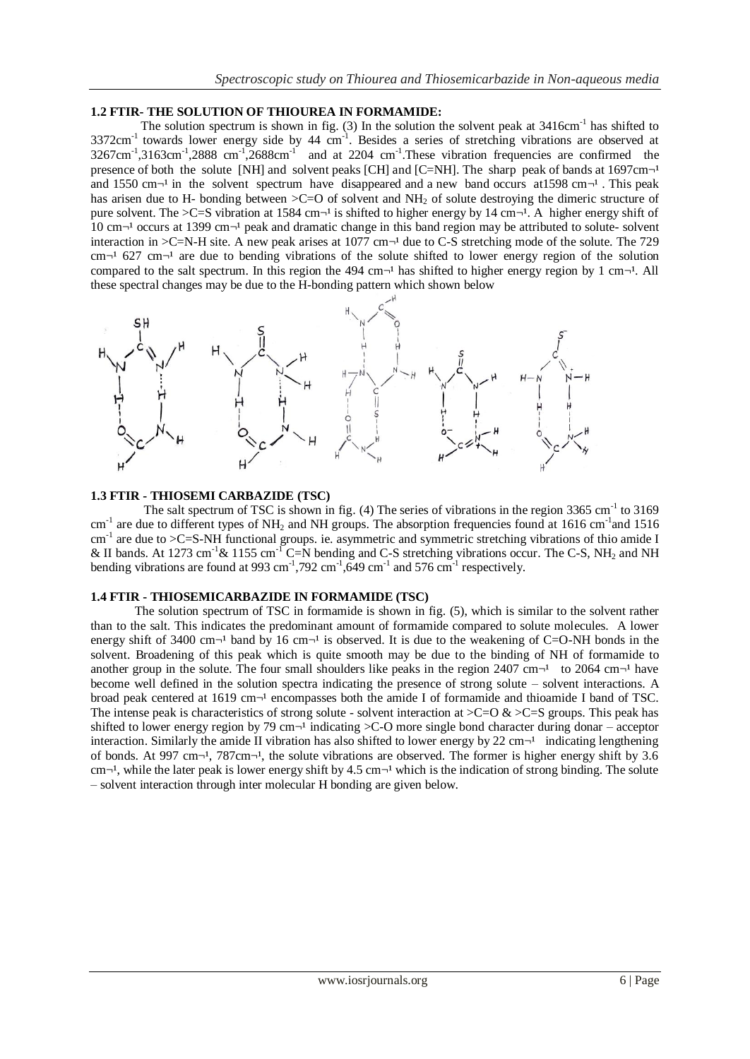### 1.2 FTIR- THE SOLUTION OF THIOUREA IN FORMAMIDE:

The solution spectrum is shown in fig. (3) In the solution the solvent peak at 3416cm$^{-1}$ has shifted to 3372cm$^{-1}$ towards lower energy side by 44 cm$^{-1}$. Besides a series of stretching vibrations are observed at 3267cm$^{-1}$,3163cm$^{-1}$,2888 cm$^{-1}$,2688cm$^{-1}$ and at 2204 cm$^{-1}$.These vibration frequencies are confirmed the presence of both the solute [NH] and solvent peaks [CH] and [C=NH]. The sharp peak of bands at 1697cm¬¹ and 1550 cm¬¹ in the solvent spectrum have disappeared and a new band occurs at1598 cm¬¹ . This peak has arisen due to H- bonding between >C=O of solvent and $NH_2$ of solute destroying the dimeric structure of pure solvent. The >C=S vibration at 1584 cm¬¹ is shifted to higher energy by 14 cm¬¹. A higher energy shift of 10 cm¬¹ occurs at 1399 cm¬¹ peak and dramatic change in this band region may be attributed to solute- solvent interaction in >C=N-H site. A new peak arises at 1077 cm¬¹ due to C-S stretching mode of the solute. The 729 cm¬¹ 627 cm¬¹ are due to bending vibrations of the solute shifted to lower energy region of the solution compared to the salt spectrum. In this region the 494 cm¬¹ has shifted to higher energy region by 1 cm¬¹. All these spectral changes may be due to the H-bonding pattern which shown below

### 1.3 FTIR - THIOSEMI CARBAZIDE (TSC)

The salt spectrum of TSC is shown in fig. (4) The series of vibrations in the region 3365 cm$^{-1}$ to 3169 cm$^{-1}$ are due to different types of $NH_2$ and NH groups. The absorption frequencies found at 1616 cm$^{-1}$and 1516 cm$^{-1}$ are due to >C=S-NH functional groups. ie. asymmetric and symmetric stretching vibrations of thio amide I & II bands. At 1273 cm$^{-1}$& 1155 cm$^{-1}$ C=N bending and C-S stretching vibrations occur. The C-S, $NH_2$ and NH bending vibrations are found at 993 cm$^{-1}$,792 cm$^{-1}$,649 cm$^{-1}$ and 576 cm$^{-1}$ respectively.

### 1.4 FTIR - THIOSEMICARBAZIDE IN FORMAMIDE (TSC)

The solution spectrum of TSC in formamide is shown in fig. (5), which is similar to the solvent rather than to the salt. This indicates the predominant amount of formamide compared to solute molecules. A lower energy shift of 3400 cm¬¹ band by 16 cm¬¹ is observed. It is due to the weakening of C=O-NH bonds in the solvent. Broadening of this peak which is quite smooth may be due to the binding of NH of formamide to another group in the solute. The four small shoulders like peaks in the region 2407 cm¬¹ to 2064 cm¬¹ have become well defined in the solution spectra indicating the presence of strong solute – solvent interactions. A broad peak centered at 1619 cm¬¹ encompasses both the amide I of formamide and thioamide I band of TSC. The intense peak is characteristics of strong solute - solvent interaction at >C=O & >C=S groups. This peak has shifted to lower energy region by 79 cm¬¹ indicating >C-O more single bond character during donar – acceptor interaction. Similarly the amide II vibration has also shifted to lower energy by 22 cm¬¹ indicating lengthening of bonds. At 997 cm¬¹, 787cm¬¹, the solute vibrations are observed. The former is higher energy shift by 3.6 cm¬¹, while the later peak is lower energy shift by 4.5 cm¬¹ which is the indication of strong binding. The solute – solvent interaction through inter molecular H bonding are given below.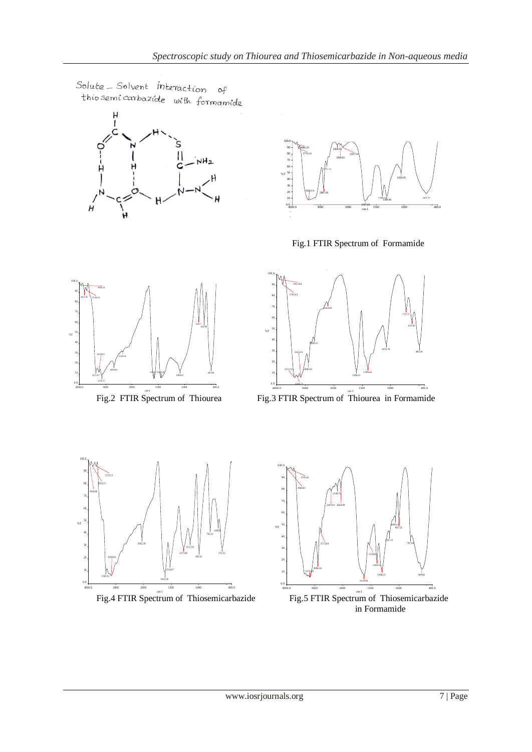Solute – Solvent interaction of thiosemicarbazide with formamide

Fig.1 FTIR Spectrum of Formamide

Fig.2 FTIR Spectrum of Thiourea

Fig.3 FTIR Spectrum of Thiourea in Formamide

Fig.4 FTIR Spectrum of Thiosemicarbazide

Fig.5 FTIR Spectrum of Thiosemicarbazide in Formamide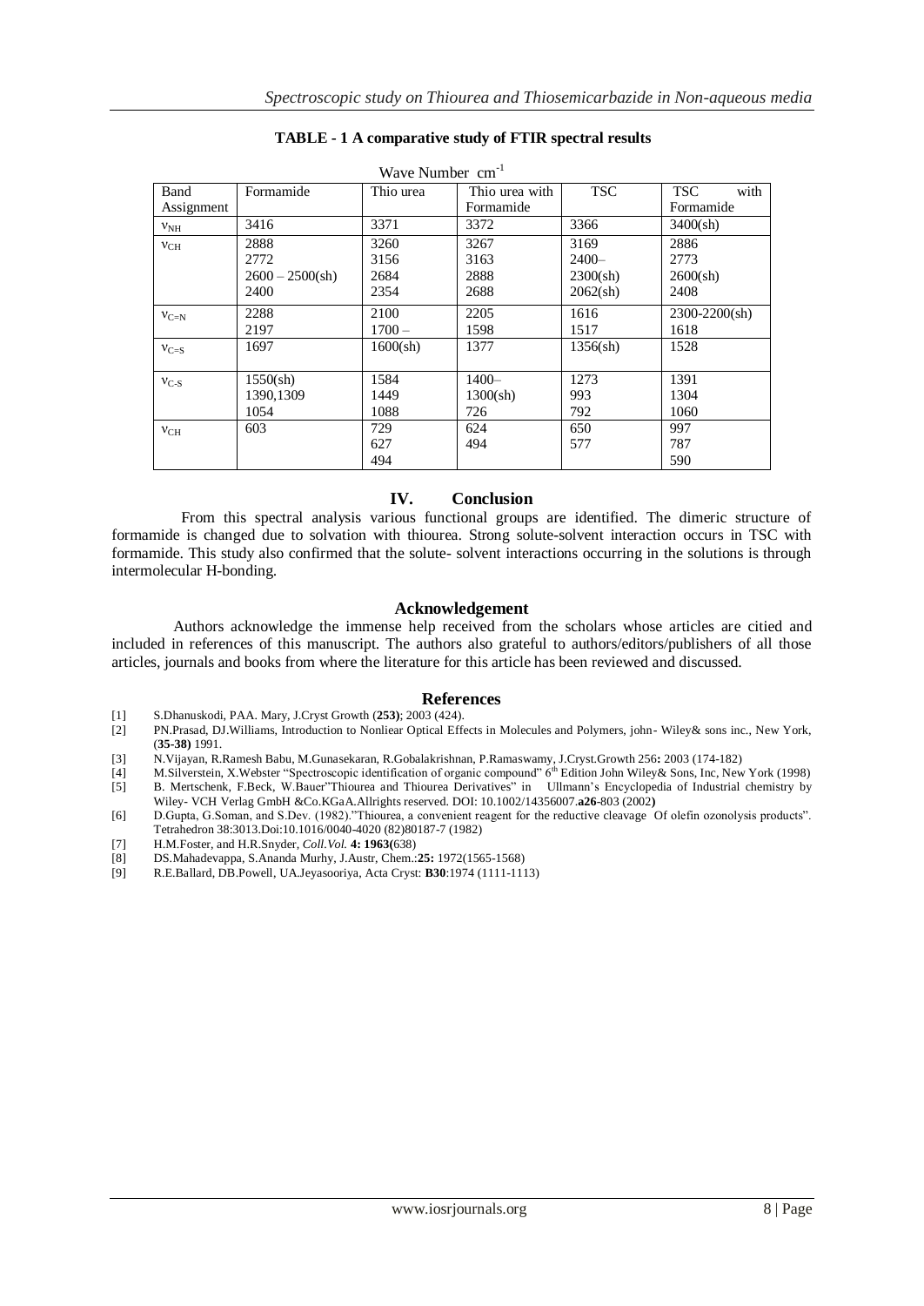**TABLE - 1 A comparative study of FTIR spectral results**

Wave Number $cm^{-1}$

| Band Assignment | Formamide | Thio urea | Thio urea with Formamide | TSC | TSC with Formamide |
|---|---|---|---|---|---|
| $\nu_{NH}$ | 3416 | 3371 | 3372 | 3366 | 3400(sh) |
| $\nu_{CH}$ | 2888<br>2772<br>2600 – 2500(sh)<br>2400 | 3260<br>3156<br>2684<br>2354 | 3267<br>3163<br>2888<br>2688 | 3169<br>2400–<br>2300(sh)<br>2062(sh) | 2886<br>2773<br>2600(sh)<br>2408 |
| $\nu_{C=N}$ | 2288<br>2197 | 2100<br>1700 – | 2205<br>1598 | 1616<br>1517 | 2300-2200(sh)<br>1618 |
| $\nu_{C=S}$ | 1697 | 1600(sh) | 1377 | 1356(sh) | 1528 |
| $\nu_{C-S}$ | 1550(sh)<br>1390,1309<br>1054 | 1584<br>1449<br>1088 | 1400–<br>1300(sh)<br>726 | 1273<br>993<br>792 | 1391<br>1304<br>1060 |
| $\nu_{CH}$ | 603 | 729<br>627<br>494 | 624<br>494 | 650<br>577 | 997<br>787<br>590 |

## IV. Conclusion

From this spectral analysis various functional groups are identified. The dimeric structure of formamide is changed due to solvation with thiourea. Strong solute-solvent interaction occurs in TSC with formamide. This study also confirmed that the solute- solvent interactions occurring in the solutions is through intermolecular H-bonding.

## Acknowledgement

Authors acknowledge the immense help received from the scholars whose articles are citied and included in references of this manuscript. The authors also grateful to authors/editors/publishers of all those articles, journals and books from where the literature for this article has been reviewed and discussed.

## References

[1] S.Dhanuskodi, PAA. Mary, J.Cryst Growth (**253**); 2003 (424).

[2] PN.Prasad, DJ.Williams, Introduction to Nonliear Optical Effects in Molecules and Polymers, john- Wiley& sons inc., New York, (**35-38)** 1991.

[3] N.Vijayan, R.Ramesh Babu, M.Gunasekaran, R.Gobalakrishnan, P.Ramaswamy, J.Cryst.Growth 256**:** 2003 (174-182)

[4] M.Silverstein, X.Webster "Spectroscopic identification of organic compound" 6th Edition John Wiley& Sons, Inc, New York (1998)

[5] B. Mertschenk, F.Beck, W.Bauer"Thiourea and Thiourea Derivatives" in Ullmann's Encyclopedia of Industrial chemistry by Wiley- VCH Verlag GmbH &Co.KGaA.Allrights reserved. DOI: 10.1002/14356007.**a26**-803 (2002**)**

[6] D.Gupta, G.Soman, and S.Dev. (1982)."Thiourea, a convenient reagent for the reductive cleavage Of olefin ozonolysis products". Tetrahedron 38:3013.Doi:10.1016/0040-4020 (82)80187-7 (1982)

[7] H.M.Foster, and H.R.Snyder, *Coll.Vol.* **4: 1963(**638)

[8] DS.Mahadevappa, S.Ananda Murhy, J.Austr, Chem.:**25:** 1972(1565-1568)

[9] R.E.Ballard, DB.Powell, UA.Jeyasooriya, Acta Cryst: **B30**:1974 (1111-1113)